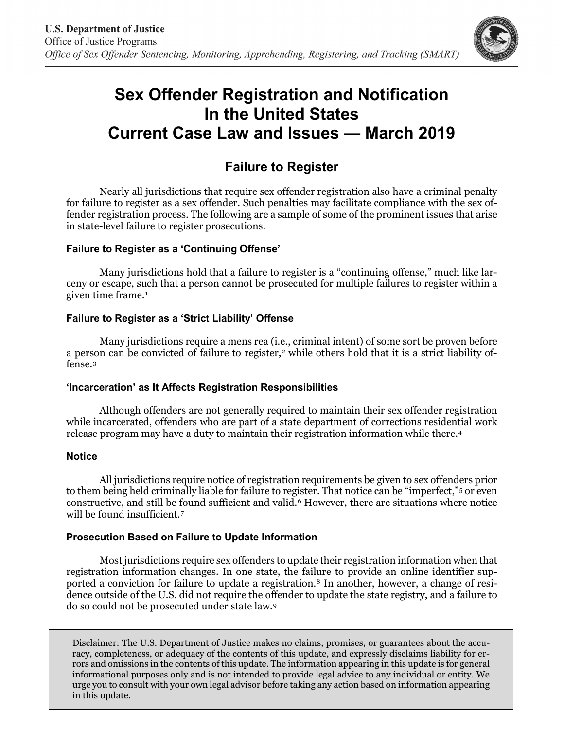U.S. Department of Justice
Office of Justice Programs
*Office of Sex Offender Sentencing, Monitoring, Apprehending, Registering, and Tracking (SMART)*

# Sex Offender Registration and Notification In the United States Current Case Law and Issues — March 2019

## Failure to Register

Nearly all jurisdictions that require sex offender registration also have a criminal penalty for failure to register as a sex offender. Such penalties may facilitate compliance with the sex offender registration process. The following are a sample of some of the prominent issues that arise in state-level failure to register prosecutions.

### Failure to Register as a 'Continuing Offense'

Many jurisdictions hold that a failure to register is a "continuing offense," much like larceny or escape, such that a person cannot be prosecuted for multiple failures to register within a given time frame.[1]

### Failure to Register as a 'Strict Liability' Offense

Many jurisdictions require a mens rea (i.e., criminal intent) of some sort be proven before a person can be convicted of failure to register,[2] while others hold that it is a strict liability offense.[3]

### 'Incarceration' as It Affects Registration Responsibilities

Although offenders are not generally required to maintain their sex offender registration while incarcerated, offenders who are part of a state department of corrections residential work release program may have a duty to maintain their registration information while there.[4]

### Notice

All jurisdictions require notice of registration requirements be given to sex offenders prior to them being held criminally liable for failure to register. That notice can be "imperfect,"[5] or even constructive, and still be found sufficient and valid.[6] However, there are situations where notice will be found insufficient.[7]

### Prosecution Based on Failure to Update Information

Most jurisdictions require sex offenders to update their registration information when that registration information changes. In one state, the failure to provide an online identifier supported a conviction for failure to update a registration.[8] In another, however, a change of residence outside of the U.S. did not require the offender to update the state registry, and a failure to do so could not be prosecuted under state law.[9]

Disclaimer: The U.S. Department of Justice makes no claims, promises, or guarantees about the accuracy, completeness, or adequacy of the contents of this update, and expressly disclaims liability for errors and omissions in the contents of this update. The information appearing in this update is for general informational purposes only and is not intended to provide legal advice to any individual or entity. We urge you to consult with your own legal advisor before taking any action based on information appearing in this update.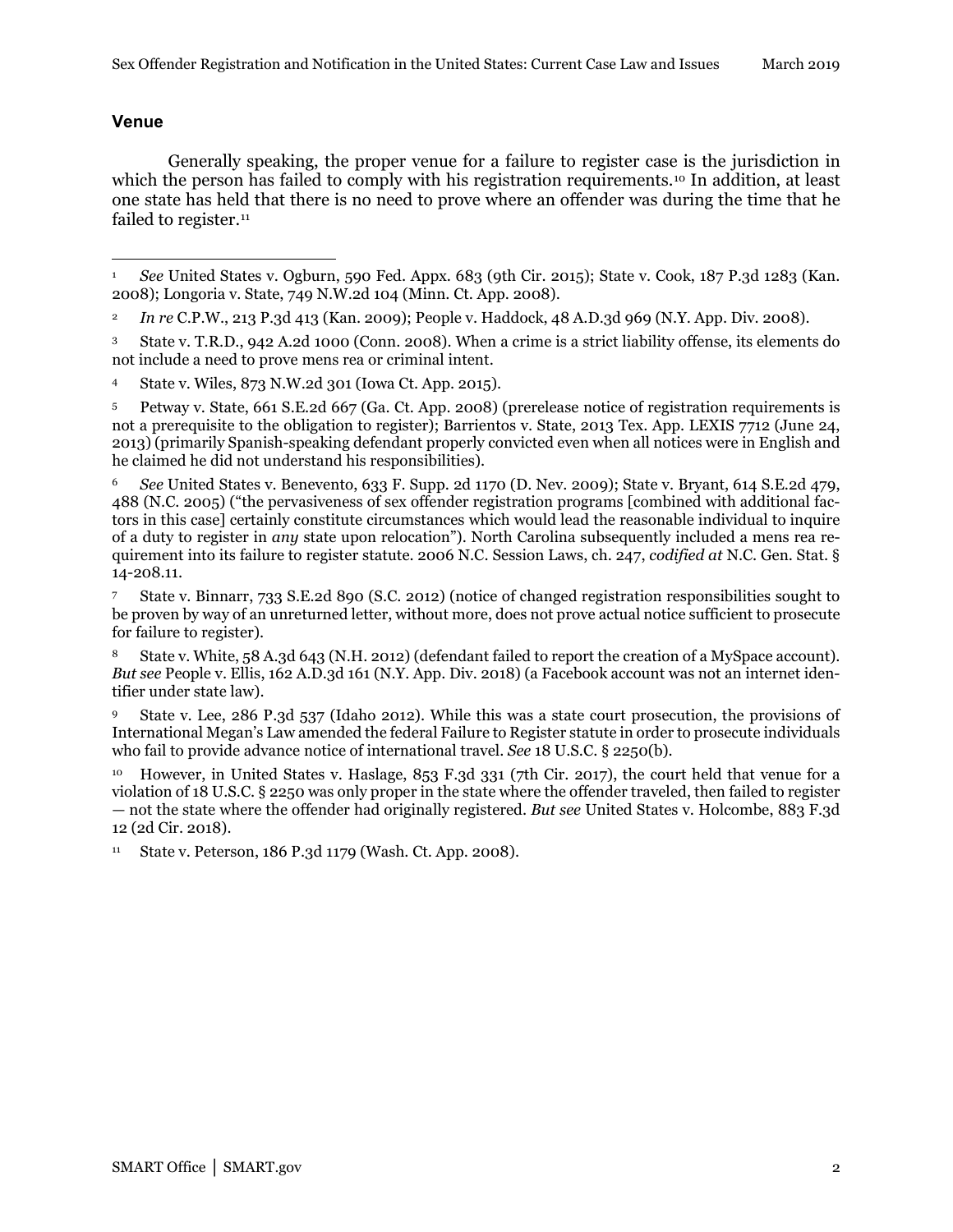### Venue

Generally speaking, the proper venue for a failure to register case is the jurisdiction in which the person has failed to comply with his registration requirements.[10] In addition, at least one state has held that there is no need to prove where an offender was during the time that he failed to register.[11]

---

[1] *See* United States v. Ogburn, 590 Fed. Appx. 683 (9th Cir. 2015); State v. Cook, 187 P.3d 1283 (Kan. 2008); Longoria v. State, 749 N.W.2d 104 (Minn. Ct. App. 2008).

[2] *In re* C.P.W., 213 P.3d 413 (Kan. 2009); People v. Haddock, 48 A.D.3d 969 (N.Y. App. Div. 2008).

[3] State v. T.R.D., 942 A.2d 1000 (Conn. 2008). When a crime is a strict liability offense, its elements do not include a need to prove mens rea or criminal intent.

[4] State v. Wiles, 873 N.W.2d 301 (Iowa Ct. App. 2015).

[5] Petway v. State, 661 S.E.2d 667 (Ga. Ct. App. 2008) (prerelease notice of registration requirements is not a prerequisite to the obligation to register); Barrientos v. State, 2013 Tex. App. LEXIS 7712 (June 24, 2013) (primarily Spanish-speaking defendant properly convicted even when all notices were in English and he claimed he did not understand his responsibilities).

[6] *See* United States v. Benevento, 633 F. Supp. 2d 1170 (D. Nev. 2009); State v. Bryant, 614 S.E.2d 479, 488 (N.C. 2005) ("the pervasiveness of sex offender registration programs [combined with additional factors in this case] certainly constitute circumstances which would lead the reasonable individual to inquire of a duty to register in *any* state upon relocation"). North Carolina subsequently included a mens rea requirement into its failure to register statute. 2006 N.C. Session Laws, ch. 247, *codified at* N.C. Gen. Stat. § 14-208.11.

[7] State v. Binnarr, 733 S.E.2d 890 (S.C. 2012) (notice of changed registration responsibilities sought to be proven by way of an unreturned letter, without more, does not prove actual notice sufficient to prosecute for failure to register).

[8] State v. White, 58 A.3d 643 (N.H. 2012) (defendant failed to report the creation of a MySpace account). *But see* People v. Ellis, 162 A.D.3d 161 (N.Y. App. Div. 2018) (a Facebook account was not an internet identifier under state law).

[9] State v. Lee, 286 P.3d 537 (Idaho 2012). While this was a state court prosecution, the provisions of International Megan's Law amended the federal Failure to Register statute in order to prosecute individuals who fail to provide advance notice of international travel. *See* 18 U.S.C. § 2250(b).

[10] However, in United States v. Haslage, 853 F.3d 331 (7th Cir. 2017), the court held that venue for a violation of 18 U.S.C. § 2250 was only proper in the state where the offender traveled, then failed to register — not the state where the offender had originally registered. *But see* United States v. Holcombe, 883 F.3d 12 (2d Cir. 2018).

[11] State v. Peterson, 186 P.3d 1179 (Wash. Ct. App. 2008).